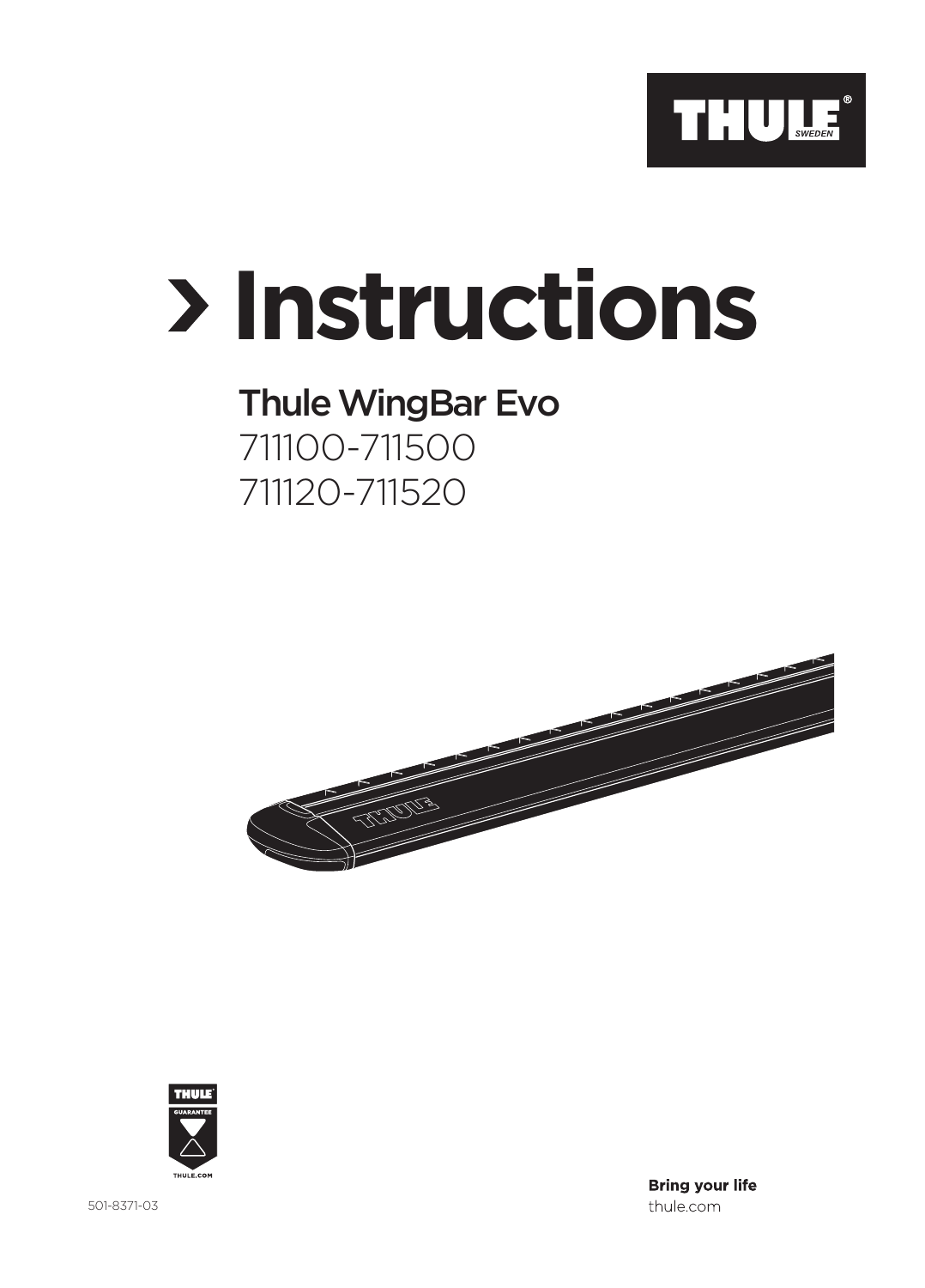# Instructions

## Thule WingBar Evo

711100-711500
711120-711520

501-8371-03

**Bring your life**
thule.com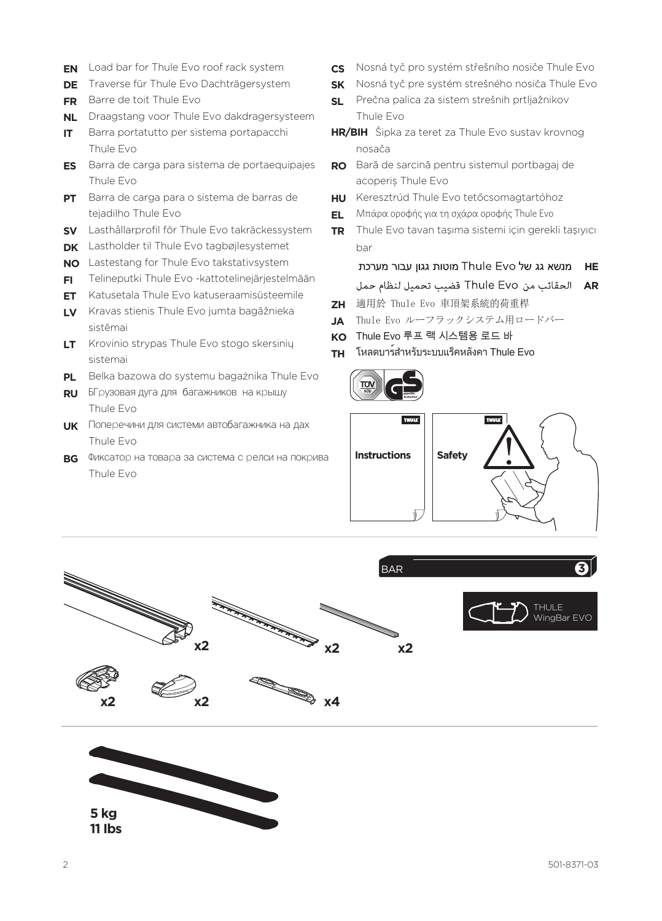**EN** Load bar for Thule Evo roof rack system
**DE** Traverse für Thule Evo Dachträgersystem
**FR** Barre de toit Thule Evo
**NL** Draagstang voor Thule Evo dakdragersysteem
**IT** Barra portatutto per sistema portapacchi Thule Evo
**ES** Barra de carga para sistema de portaequipajes Thule Evo
**PT** Barra de carga para o sistema de barras de tejadilho Thule Evo
**SV** Lasthållarprofil för Thule Evo takräckessystem
**DK** Lastholder til Thule Evo tagbøjlesystemet
**NO** Lastestang for Thule Evo takstativsystem
**FI** Telineputki Thule Evo -kattotelinejärjestelmään
**ET** Katusetala Thule Evo katuseraamisüsteemile
**LV** Kravas stienis Thule Evo jumta bagāžnieka sistēmai
**LT** Krovinio strypas Thule Evo stogo skersinių sistemai
**PL** Belka bazowa do systemu bagażnika Thule Evo
**RU** БГрузовая дуга для багажников на крышу Thule Evo
**UK** Поперечини для системи автобагажника на дах Thule Evo
**BG** Фиксатор на товара за система с релси на покрива Thule Evo
**CS** Nosná tyč pro systém střešního nosiče Thule Evo
**SK** Nosná tyč pre systém strešného nosiča Thule Evo
**SL** Prečna palica za sistem strešnih prtljažnikov Thule Evo
**HR/BIH** Šipka za teret za Thule Evo sustav krovnog nosača
**RO** Bară de sarcină pentru sistemul portbagaj de acoperiș Thule Evo
**HU** Keresztrúd Thule Evo tetőcsomagtartóhoz
**EL** Μπάρα οροφής για τη σχάρα οροφής Thule Evo
**TR** Thule Evo tavan taşıma sistemi için gerekli taşıyıcı bar
**HE** מנשא גג של Thule Evo מוטות גגון עבור מערכת
**AR** الحقائب من Thule Evo قضيب تحميل لنظام حمل
**ZH** 適用於 Thule Evo 車頂架系統的荷重桿
**JA** Thule Evo ルーフラックシステム用ロードバー
**KO** Thule Evo 루프 랙 시스템용 로드 바
**TH** โหลดบาร์สำหรับระบบแร็คหลังคา Thule Evo

Instructions

Safety

BAR 3

THULE WingBar EVO

x2 x2 x2

x2 x2 x4

5 kg
11 lbs

501-8371-03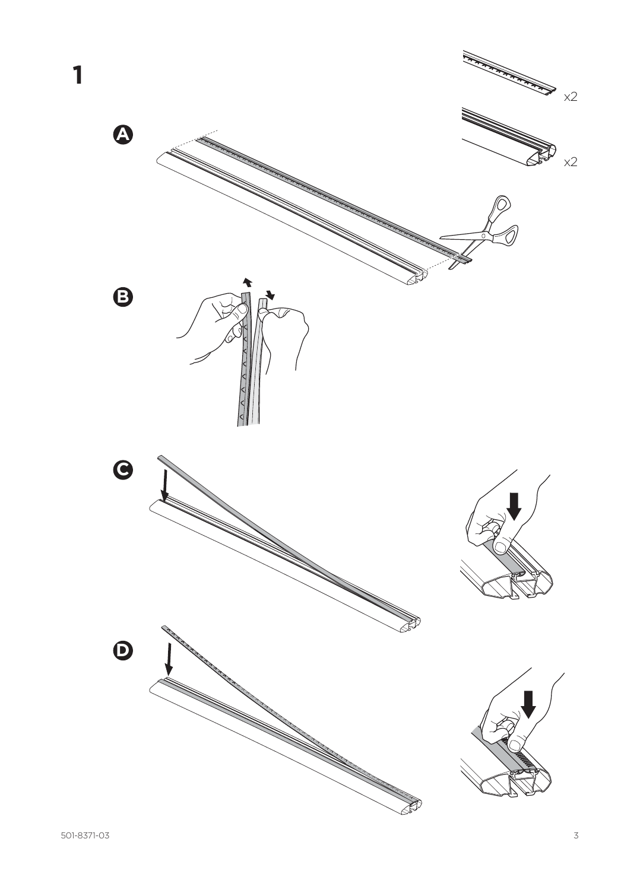1

A

x2

x2

B

C

D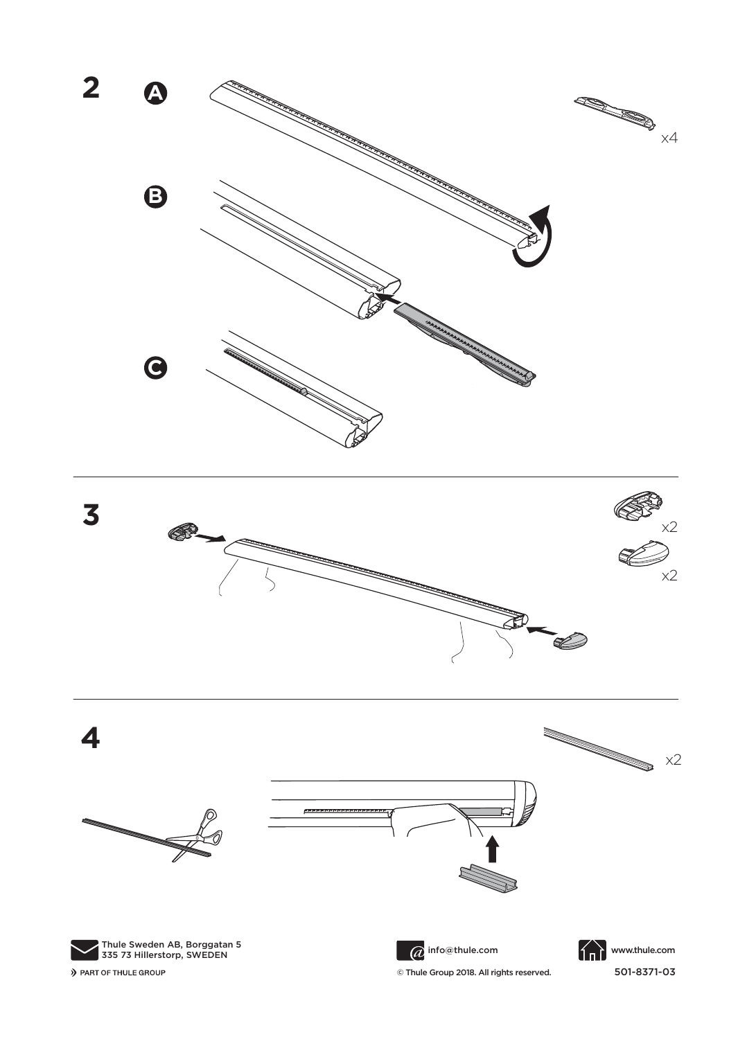## 2

**A**

x4

**B**

**C**

## 3

x2

x2

## 4

x2

Thule Sweden AB, Borggatan 5
335 73 Hillerstorp, SWEDEN

info@thule.com

www.thule.com

PART OF THULE GROUP

© Thule Group 2018. All rights reserved.

501-8371-03